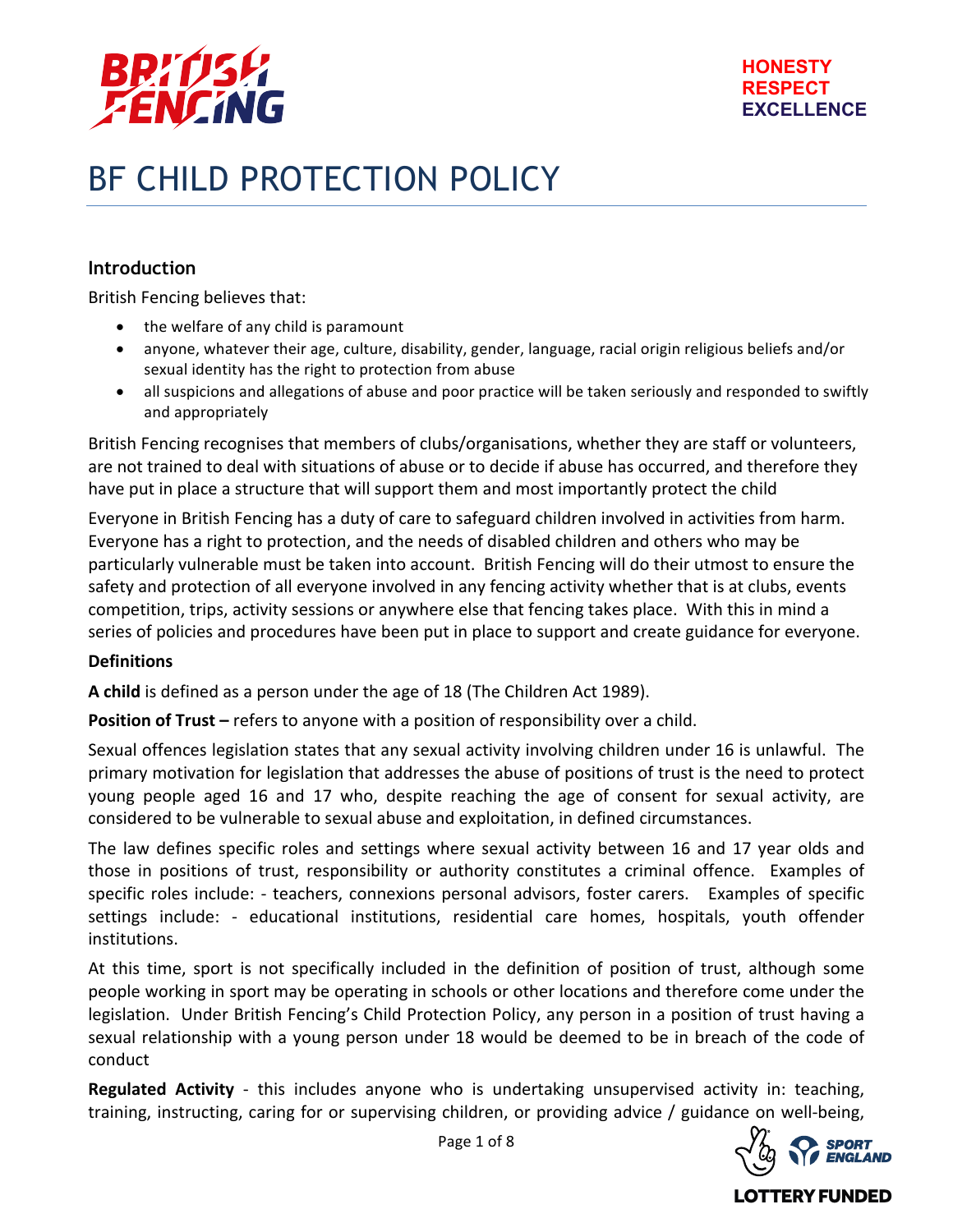HONESTY
RESPECT
EXCELLENCE

# BF CHILD PROTECTION POLICY

## Introduction

British Fencing believes that:

- the welfare of any child is paramount
- anyone, whatever their age, culture, disability, gender, language, racial origin religious beliefs and/or sexual identity has the right to protection from abuse
- all suspicions and allegations of abuse and poor practice will be taken seriously and responded to swiftly and appropriately

British Fencing recognises that members of clubs/organisations, whether they are staff or volunteers, are not trained to deal with situations of abuse or to decide if abuse has occurred, and therefore they have put in place a structure that will support them and most importantly protect the child

Everyone in British Fencing has a duty of care to safeguard children involved in activities from harm. Everyone has a right to protection, and the needs of disabled children and others who may be particularly vulnerable must be taken into account. British Fencing will do their utmost to ensure the safety and protection of all everyone involved in any fencing activity whether that is at clubs, events competition, trips, activity sessions or anywhere else that fencing takes place. With this in mind a series of policies and procedures have been put in place to support and create guidance for everyone.

**Definitions**

**A child** is defined as a person under the age of 18 (The Children Act 1989).

**Position of Trust –** refers to anyone with a position of responsibility over a child.

Sexual offences legislation states that any sexual activity involving children under 16 is unlawful. The primary motivation for legislation that addresses the abuse of positions of trust is the need to protect young people aged 16 and 17 who, despite reaching the age of consent for sexual activity, are considered to be vulnerable to sexual abuse and exploitation, in defined circumstances.

The law defines specific roles and settings where sexual activity between 16 and 17 year olds and those in positions of trust, responsibility or authority constitutes a criminal offence. Examples of specific roles include: - teachers, connexions personal advisors, foster carers. Examples of specific settings include: - educational institutions, residential care homes, hospitals, youth offender institutions.

At this time, sport is not specifically included in the definition of position of trust, although some people working in sport may be operating in schools or other locations and therefore come under the legislation. Under British Fencing's Child Protection Policy, any person in a position of trust having a sexual relationship with a young person under 18 would be deemed to be in breach of the code of conduct

**Regulated Activity** - this includes anyone who is undertaking unsupervised activity in: teaching, training, instructing, caring for or supervising children, or providing advice / guidance on well-being,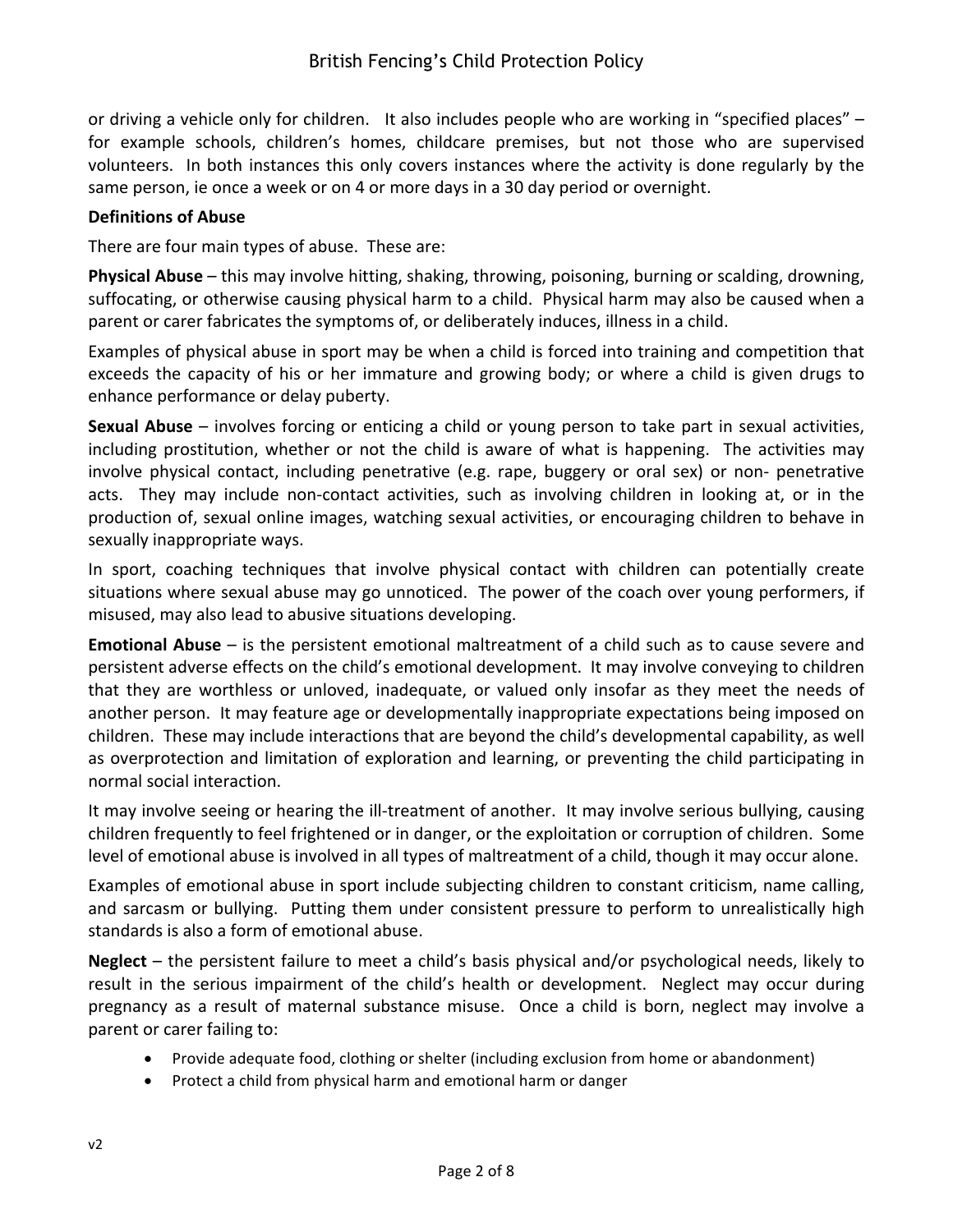or driving a vehicle only for children. It also includes people who are working in "specified places" – for example schools, children's homes, childcare premises, but not those who are supervised volunteers. In both instances this only covers instances where the activity is done regularly by the same person, ie once a week or on 4 or more days in a 30 day period or overnight.

**Definitions of Abuse**

There are four main types of abuse. These are:

**Physical Abuse** – this may involve hitting, shaking, throwing, poisoning, burning or scalding, drowning, suffocating, or otherwise causing physical harm to a child. Physical harm may also be caused when a parent or carer fabricates the symptoms of, or deliberately induces, illness in a child.

Examples of physical abuse in sport may be when a child is forced into training and competition that exceeds the capacity of his or her immature and growing body; or where a child is given drugs to enhance performance or delay puberty.

**Sexual Abuse** – involves forcing or enticing a child or young person to take part in sexual activities, including prostitution, whether or not the child is aware of what is happening. The activities may involve physical contact, including penetrative (e.g. rape, buggery or oral sex) or non- penetrative acts. They may include non-contact activities, such as involving children in looking at, or in the production of, sexual online images, watching sexual activities, or encouraging children to behave in sexually inappropriate ways.

In sport, coaching techniques that involve physical contact with children can potentially create situations where sexual abuse may go unnoticed. The power of the coach over young performers, if misused, may also lead to abusive situations developing.

**Emotional Abuse** – is the persistent emotional maltreatment of a child such as to cause severe and persistent adverse effects on the child's emotional development. It may involve conveying to children that they are worthless or unloved, inadequate, or valued only insofar as they meet the needs of another person. It may feature age or developmentally inappropriate expectations being imposed on children. These may include interactions that are beyond the child's developmental capability, as well as overprotection and limitation of exploration and learning, or preventing the child participating in normal social interaction.

It may involve seeing or hearing the ill-treatment of another. It may involve serious bullying, causing children frequently to feel frightened or in danger, or the exploitation or corruption of children. Some level of emotional abuse is involved in all types of maltreatment of a child, though it may occur alone.

Examples of emotional abuse in sport include subjecting children to constant criticism, name calling, and sarcasm or bullying. Putting them under consistent pressure to perform to unrealistically high standards is also a form of emotional abuse.

**Neglect** – the persistent failure to meet a child's basis physical and/or psychological needs, likely to result in the serious impairment of the child's health or development. Neglect may occur during pregnancy as a result of maternal substance misuse. Once a child is born, neglect may involve a parent or carer failing to:

- Provide adequate food, clothing or shelter (including exclusion from home or abandonment)
- Protect a child from physical harm and emotional harm or danger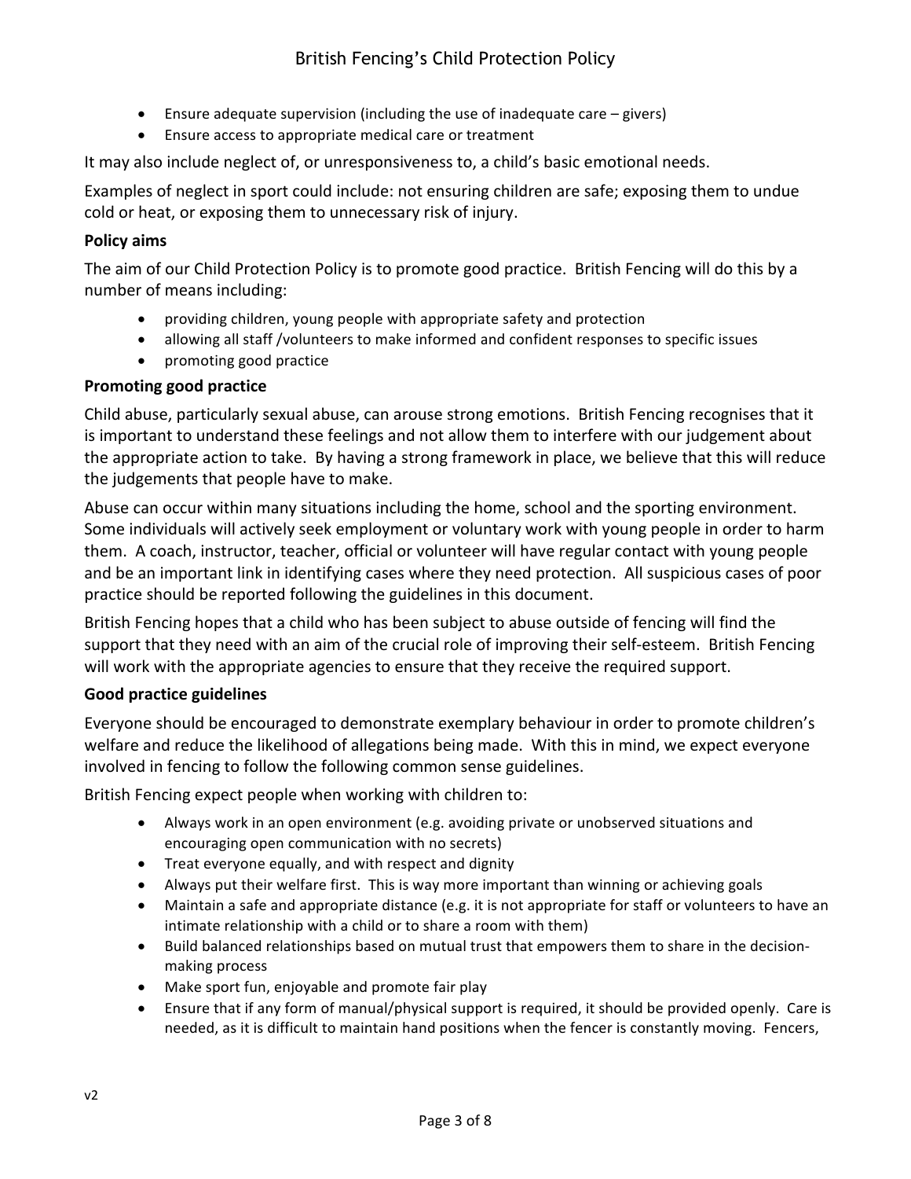- Ensure adequate supervision (including the use of inadequate care – givers)
- Ensure access to appropriate medical care or treatment

It may also include neglect of, or unresponsiveness to, a child's basic emotional needs.

Examples of neglect in sport could include: not ensuring children are safe; exposing them to undue cold or heat, or exposing them to unnecessary risk of injury.

**Policy aims**

The aim of our Child Protection Policy is to promote good practice. British Fencing will do this by a number of means including:

- providing children, young people with appropriate safety and protection
- allowing all staff /volunteers to make informed and confident responses to specific issues
- promoting good practice

**Promoting good practice**

Child abuse, particularly sexual abuse, can arouse strong emotions. British Fencing recognises that it is important to understand these feelings and not allow them to interfere with our judgement about the appropriate action to take. By having a strong framework in place, we believe that this will reduce the judgements that people have to make.

Abuse can occur within many situations including the home, school and the sporting environment. Some individuals will actively seek employment or voluntary work with young people in order to harm them. A coach, instructor, teacher, official or volunteer will have regular contact with young people and be an important link in identifying cases where they need protection. All suspicious cases of poor practice should be reported following the guidelines in this document.

British Fencing hopes that a child who has been subject to abuse outside of fencing will find the support that they need with an aim of the crucial role of improving their self-esteem. British Fencing will work with the appropriate agencies to ensure that they receive the required support.

**Good practice guidelines**

Everyone should be encouraged to demonstrate exemplary behaviour in order to promote children's welfare and reduce the likelihood of allegations being made. With this in mind, we expect everyone involved in fencing to follow the following common sense guidelines.

British Fencing expect people when working with children to:

- Always work in an open environment (e.g. avoiding private or unobserved situations and encouraging open communication with no secrets)
- Treat everyone equally, and with respect and dignity
- Always put their welfare first. This is way more important than winning or achieving goals
- Maintain a safe and appropriate distance (e.g. it is not appropriate for staff or volunteers to have an intimate relationship with a child or to share a room with them)
- Build balanced relationships based on mutual trust that empowers them to share in the decision-making process
- Make sport fun, enjoyable and promote fair play
- Ensure that if any form of manual/physical support is required, it should be provided openly. Care is needed, as it is difficult to maintain hand positions when the fencer is constantly moving. Fencers,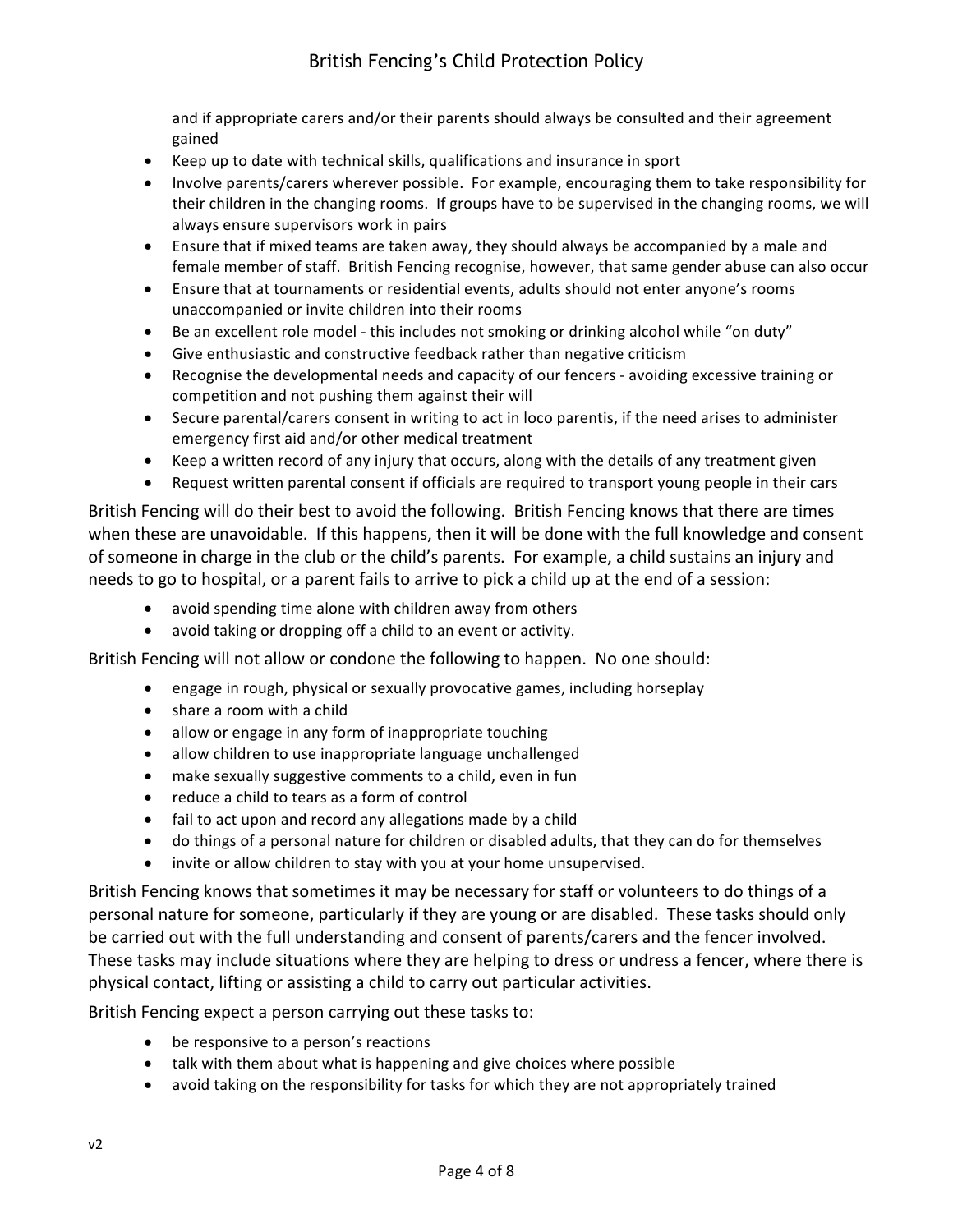and if appropriate carers and/or their parents should always be consulted and their agreement gained

- Keep up to date with technical skills, qualifications and insurance in sport
- Involve parents/carers wherever possible. For example, encouraging them to take responsibility for their children in the changing rooms. If groups have to be supervised in the changing rooms, we will always ensure supervisors work in pairs
- Ensure that if mixed teams are taken away, they should always be accompanied by a male and female member of staff. British Fencing recognise, however, that same gender abuse can also occur
- Ensure that at tournaments or residential events, adults should not enter anyone's rooms unaccompanied or invite children into their rooms
- Be an excellent role model - this includes not smoking or drinking alcohol while "on duty"
- Give enthusiastic and constructive feedback rather than negative criticism
- Recognise the developmental needs and capacity of our fencers - avoiding excessive training or competition and not pushing them against their will
- Secure parental/carers consent in writing to act in loco parentis, if the need arises to administer emergency first aid and/or other medical treatment
- Keep a written record of any injury that occurs, along with the details of any treatment given
- Request written parental consent if officials are required to transport young people in their cars

British Fencing will do their best to avoid the following. British Fencing knows that there are times when these are unavoidable. If this happens, then it will be done with the full knowledge and consent of someone in charge in the club or the child's parents. For example, a child sustains an injury and needs to go to hospital, or a parent fails to arrive to pick a child up at the end of a session:

- avoid spending time alone with children away from others
- avoid taking or dropping off a child to an event or activity.

British Fencing will not allow or condone the following to happen. No one should:

- engage in rough, physical or sexually provocative games, including horseplay
- share a room with a child
- allow or engage in any form of inappropriate touching
- allow children to use inappropriate language unchallenged
- make sexually suggestive comments to a child, even in fun
- reduce a child to tears as a form of control
- fail to act upon and record any allegations made by a child
- do things of a personal nature for children or disabled adults, that they can do for themselves
- invite or allow children to stay with you at your home unsupervised.

British Fencing knows that sometimes it may be necessary for staff or volunteers to do things of a personal nature for someone, particularly if they are young or are disabled. These tasks should only be carried out with the full understanding and consent of parents/carers and the fencer involved. These tasks may include situations where they are helping to dress or undress a fencer, where there is physical contact, lifting or assisting a child to carry out particular activities.

British Fencing expect a person carrying out these tasks to:

- be responsive to a person's reactions
- talk with them about what is happening and give choices where possible
- avoid taking on the responsibility for tasks for which they are not appropriately trained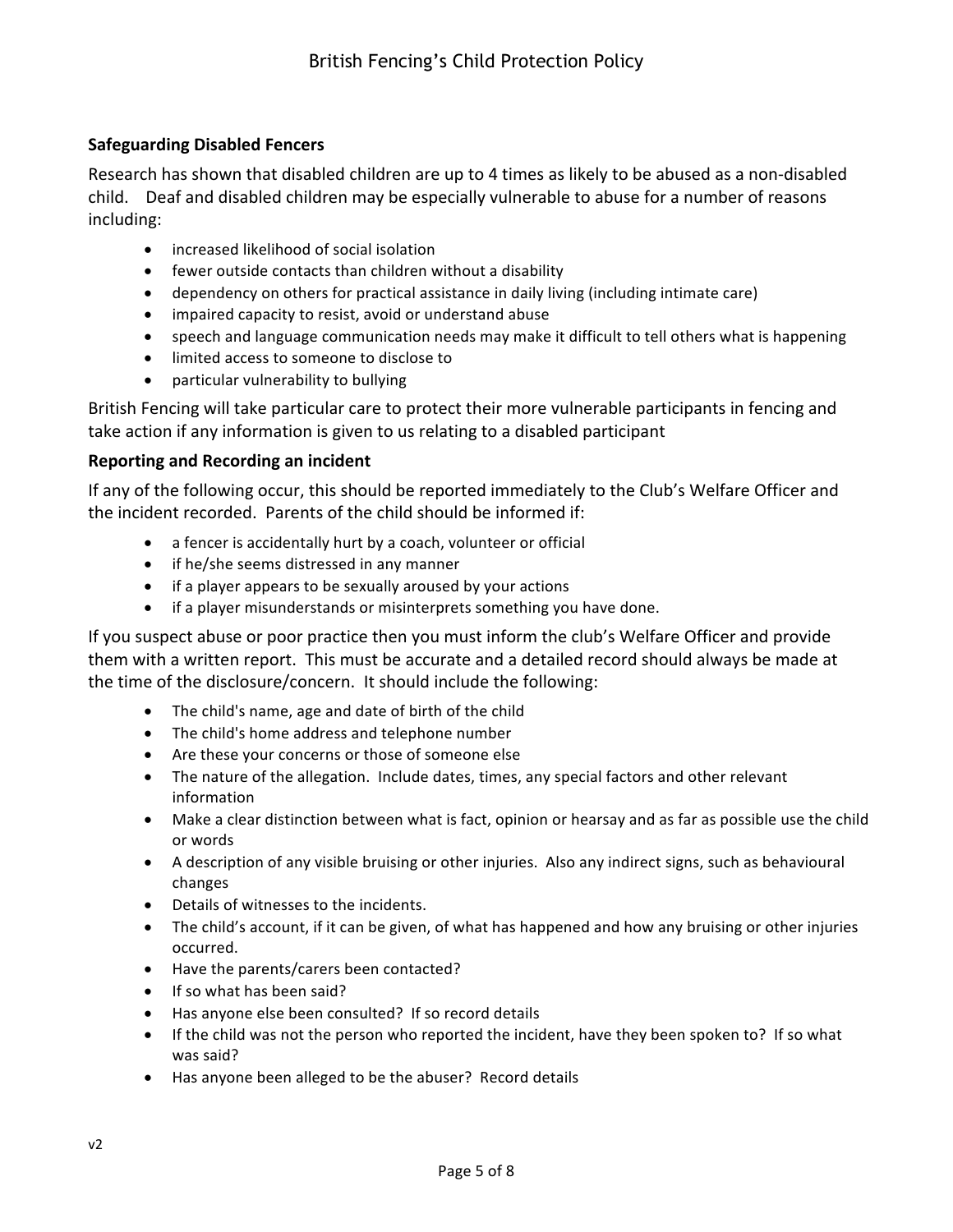### Safeguarding Disabled Fencers

Research has shown that disabled children are up to 4 times as likely to be abused as a non-disabled child. Deaf and disabled children may be especially vulnerable to abuse for a number of reasons including:

- increased likelihood of social isolation
- fewer outside contacts than children without a disability
- dependency on others for practical assistance in daily living (including intimate care)
- impaired capacity to resist, avoid or understand abuse
- speech and language communication needs may make it difficult to tell others what is happening
- limited access to someone to disclose to
- particular vulnerability to bullying

British Fencing will take particular care to protect their more vulnerable participants in fencing and take action if any information is given to us relating to a disabled participant

### Reporting and Recording an incident

If any of the following occur, this should be reported immediately to the Club's Welfare Officer and the incident recorded. Parents of the child should be informed if:

- a fencer is accidentally hurt by a coach, volunteer or official
- if he/she seems distressed in any manner
- if a player appears to be sexually aroused by your actions
- if a player misunderstands or misinterprets something you have done.

If you suspect abuse or poor practice then you must inform the club's Welfare Officer and provide them with a written report. This must be accurate and a detailed record should always be made at the time of the disclosure/concern. It should include the following:

- The child's name, age and date of birth of the child
- The child's home address and telephone number
- Are these your concerns or those of someone else
- The nature of the allegation. Include dates, times, any special factors and other relevant information
- Make a clear distinction between what is fact, opinion or hearsay and as far as possible use the child or words
- A description of any visible bruising or other injuries. Also any indirect signs, such as behavioural changes
- Details of witnesses to the incidents.
- The child's account, if it can be given, of what has happened and how any bruising or other injuries occurred.
- Have the parents/carers been contacted?
- If so what has been said?
- Has anyone else been consulted? If so record details
- If the child was not the person who reported the incident, have they been spoken to? If so what was said?
- Has anyone been alleged to be the abuser? Record details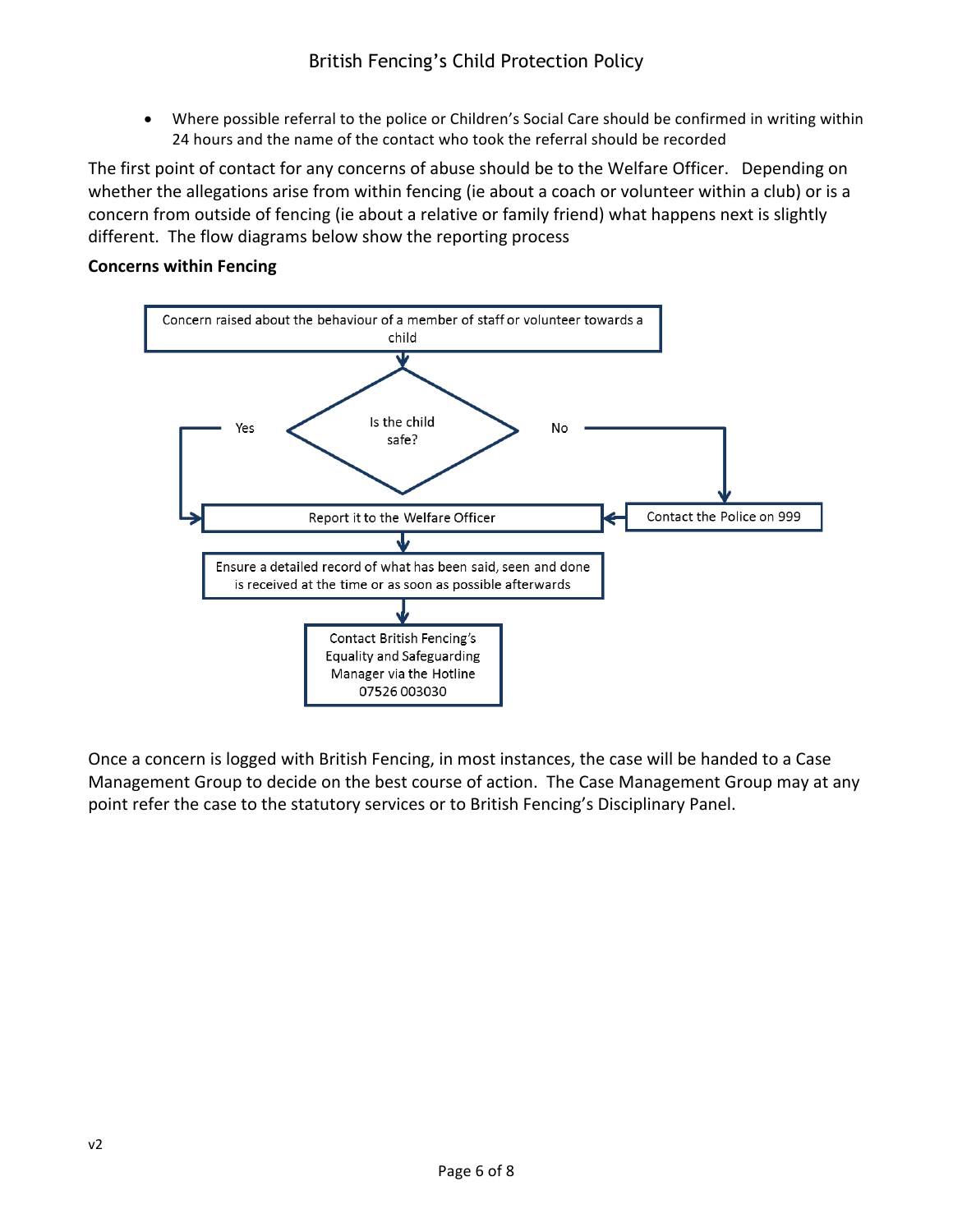- Where possible referral to the police or Children's Social Care should be confirmed in writing within 24 hours and the name of the contact who took the referral should be recorded

The first point of contact for any concerns of abuse should be to the Welfare Officer. Depending on whether the allegations arise from within fencing (ie about a coach or volunteer within a club) or is a concern from outside of fencing (ie about a relative or family friend) what happens next is slightly different. The flow diagrams below show the reporting process

**Concerns within Fencing**

Concern raised about the behaviour of a member of staff or volunteer towards a child

Is the child safe?

Yes → Report it to the Welfare Officer

No → Contact the Police on 999 → Report it to the Welfare Officer

Ensure a detailed record of what has been said, seen and done is received at the time or as soon as possible afterwards

Contact British Fencing's Equality and Safeguarding Manager via the Hotline 07526 003030

Once a concern is logged with British Fencing, in most instances, the case will be handed to a Case Management Group to decide on the best course of action. The Case Management Group may at any point refer the case to the statutory services or to British Fencing's Disciplinary Panel.

v2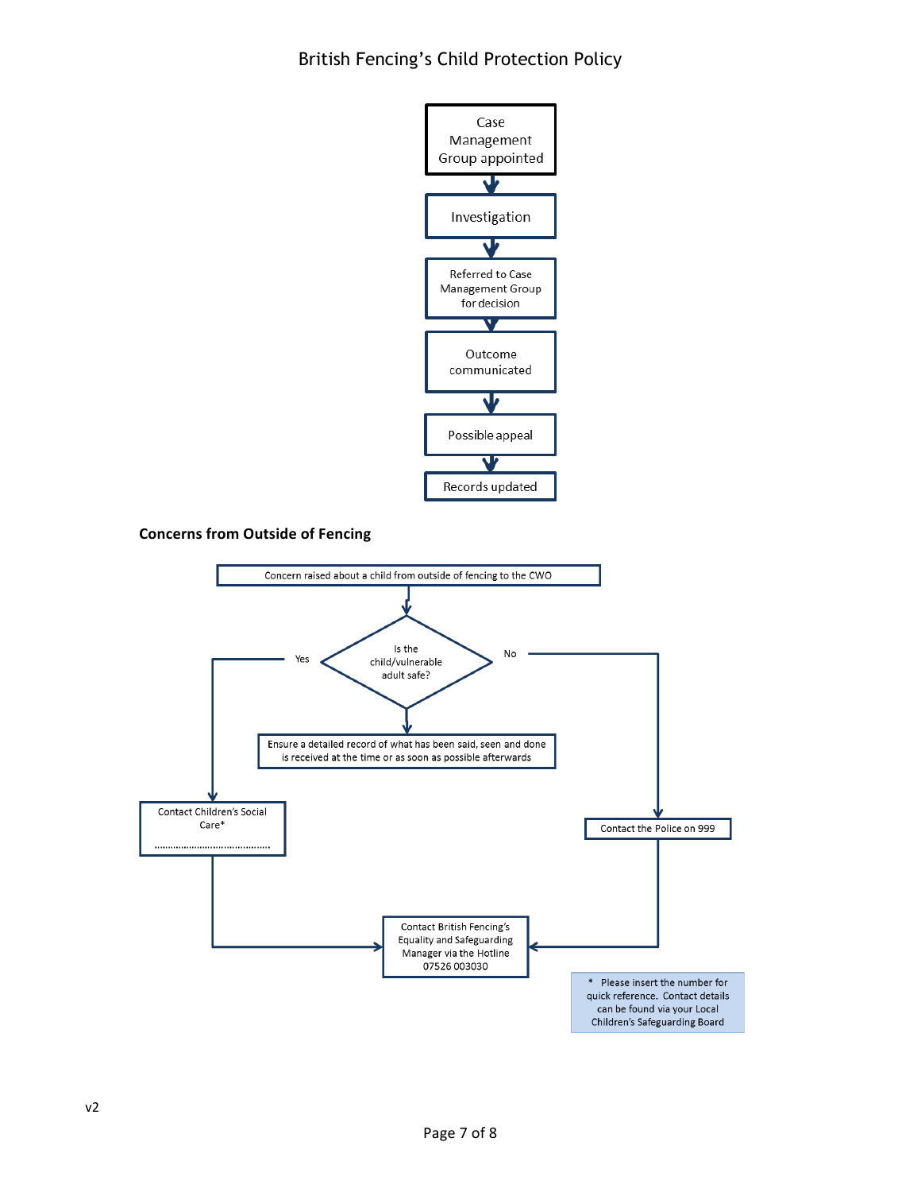Case Management Group appointed

Investigation

Referred to Case Management Group for decision

Outcome communicated

Possible appeal

Records updated

**Concerns from Outside of Fencing**

Concern raised about a child from outside of fencing to the CWO

Is the child/vulnerable adult safe?

Yes

No

Ensure a detailed record of what has been said, seen and done is received at the time or as soon as possible afterwards

Contact Children's Social Care*

………………………………………

Contact the Police on 999

Contact British Fencing's Equality and Safeguarding Manager via the Hotline 07526 003030

* Please insert the number for quick reference. Contact details can be found via your Local Children's Safeguarding Board

v2